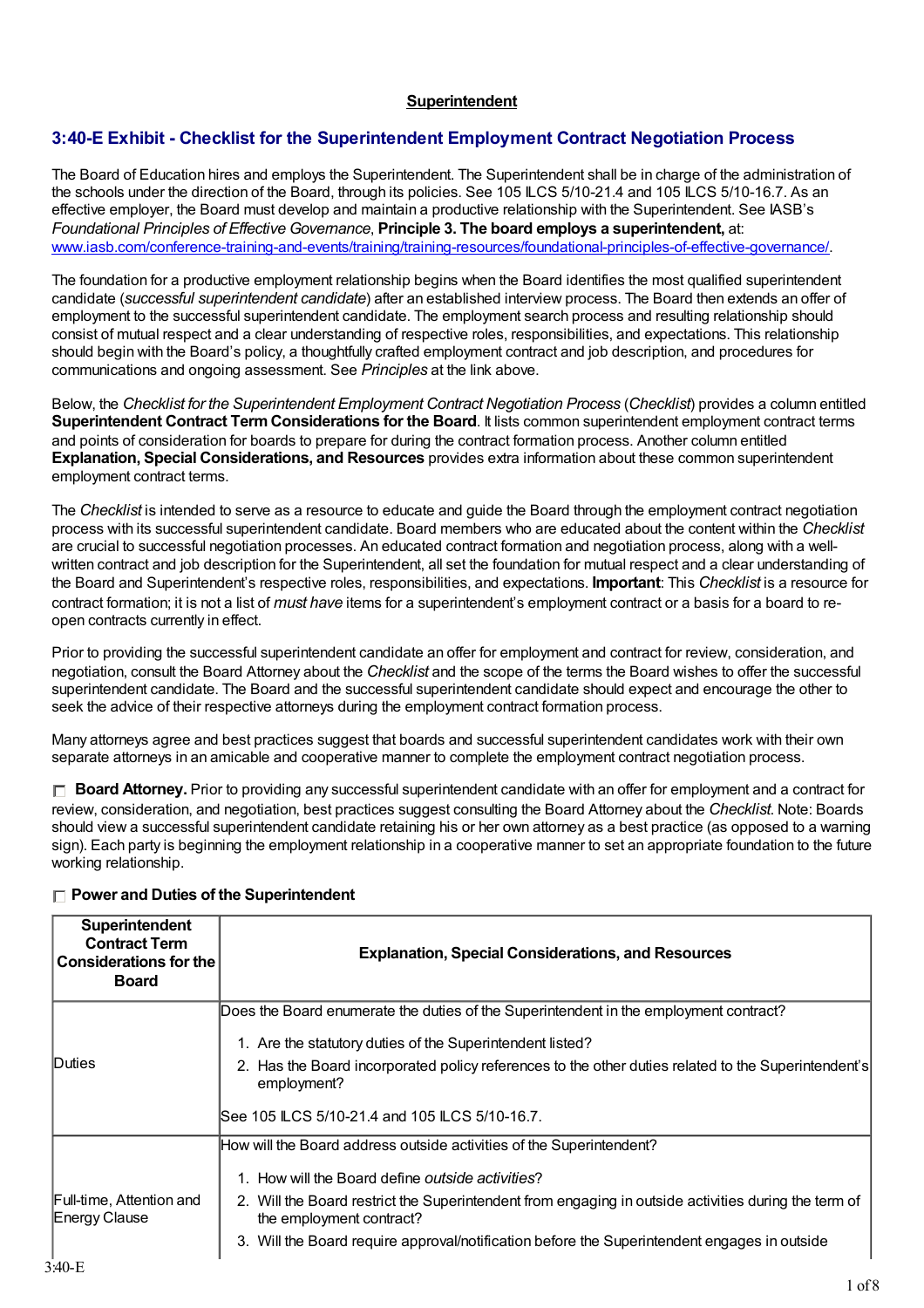**Superintendent**

## 3:40-E Exhibit - Checklist for the Superintendent Employment Contract Negotiation Process

The Board of Education hires and employs the Superintendent. The Superintendent shall be in charge of the administration of the schools under the direction of the Board, through its policies. See 105 ILCS 5/10-21.4 and 105 ILCS 5/10-16.7. As an effective employer, the Board must develop and maintain a productive relationship with the Superintendent. See IASB's *Foundational Principles of Effective Governance*, **Principle 3. The board employs a superintendent,** at: www.iasb.com/conference-training-and-events/training/training-resources/foundational-principles-of-effective-governance/.

The foundation for a productive employment relationship begins when the Board identifies the most qualified superintendent candidate (*successful superintendent candidate*) after an established interview process. The Board then extends an offer of employment to the successful superintendent candidate. The employment search process and resulting relationship should consist of mutual respect and a clear understanding of respective roles, responsibilities, and expectations. This relationship should begin with the Board's policy, a thoughtfully crafted employment contract and job description, and procedures for communications and ongoing assessment. See *Principles* at the link above.

Below, the *Checklist for the Superintendent Employment Contract Negotiation Process* (*Checklist*) provides a column entitled **Superintendent Contract Term Considerations for the Board**. It lists common superintendent employment contract terms and points of consideration for boards to prepare for during the contract formation process. Another column entitled **Explanation, Special Considerations, and Resources** provides extra information about these common superintendent employment contract terms.

The *Checklist* is intended to serve as a resource to educate and guide the Board through the employment contract negotiation process with its successful superintendent candidate. Board members who are educated about the content within the *Checklist* are crucial to successful negotiation processes. An educated contract formation and negotiation process, along with a well-written contract and job description for the Superintendent, all set the foundation for mutual respect and a clear understanding of the Board and Superintendent's respective roles, responsibilities, and expectations. **Important**: This *Checklist* is a resource for contract formation; it is not a list of *must have* items for a superintendent's employment contract or a basis for a board to re-open contracts currently in effect.

Prior to providing the successful superintendent candidate an offer for employment and contract for review, consideration, and negotiation, consult the Board Attorney about the *Checklist* and the scope of the terms the Board wishes to offer the successful superintendent candidate. The Board and the successful superintendent candidate should expect and encourage the other to seek the advice of their respective attorneys during the employment contract formation process.

Many attorneys agree and best practices suggest that boards and successful superintendent candidates work with their own separate attorneys in an amicable and cooperative manner to complete the employment contract negotiation process.

☐ **Board Attorney.** Prior to providing any successful superintendent candidate with an offer for employment and a contract for review, consideration, and negotiation, best practices suggest consulting the Board Attorney about the *Checklist*. Note: Boards should view a successful superintendent candidate retaining his or her own attorney as a best practice (as opposed to a warning sign). Each party is beginning the employment relationship in a cooperative manner to set an appropriate foundation to the future working relationship.

☐ **Power and Duties of the Superintendent**

| Superintendent Contract Term Considerations for the Board | Explanation, Special Considerations, and Resources |
|---|---|
| Duties | Does the Board enumerate the duties of the Superintendent in the employment contract?<br><br>1. Are the statutory duties of the Superintendent listed?<br>2. Has the Board incorporated policy references to the other duties related to the Superintendent's employment?<br><br>See 105 ILCS 5/10-21.4 and 105 ILCS 5/10-16.7. |
| Full-time, Attention and Energy Clause | How will the Board address outside activities of the Superintendent?<br><br>1. How will the Board define *outside activities*?<br>2. Will the Board restrict the Superintendent from engaging in outside activities during the term of the employment contract?<br>3. Will the Board require approval/notification before the Superintendent engages in outside |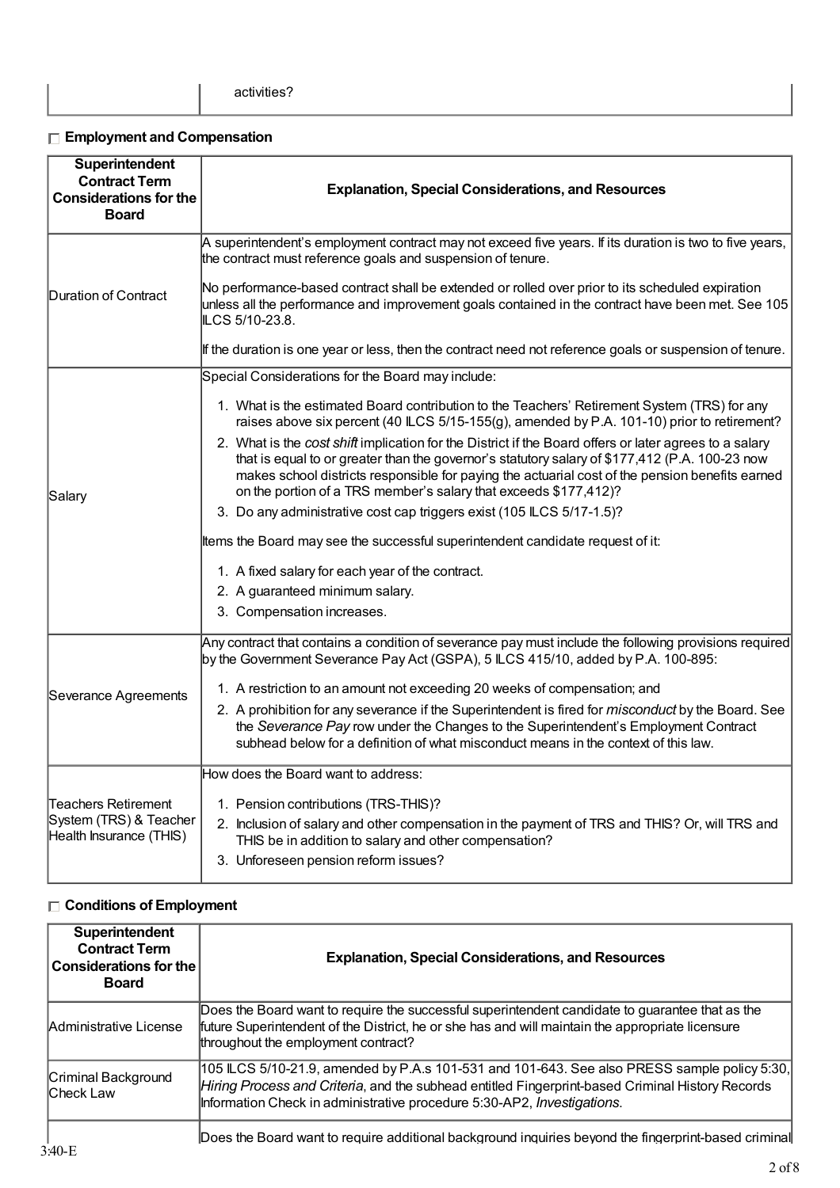| | activities? |
|---|---|

☐ **Employment and Compensation**

| Superintendent Contract Term Considerations for the Board | Explanation, Special Considerations, and Resources |
|---|---|
| Duration of Contract | A superintendent's employment contract may not exceed five years. If its duration is two to five years, the contract must reference goals and suspension of tenure.<br><br>No performance-based contract shall be extended or rolled over prior to its scheduled expiration unless all the performance and improvement goals contained in the contract have been met. See 105 ILCS 5/10-23.8.<br><br>If the duration is one year or less, then the contract need not reference goals or suspension of tenure. |
| Salary | Special Considerations for the Board may include:<br><br>1. What is the estimated Board contribution to the Teachers' Retirement System (TRS) for any raises above six percent (40 ILCS 5/15-155(g), amended by P.A. 101-10) prior to retirement?<br>2. What is the *cost shift* implication for the District if the Board offers or later agrees to a salary that is equal to or greater than the governor's statutory salary of $177,412 (P.A. 100-23 now makes school districts responsible for paying the actuarial cost of the pension benefits earned on the portion of a TRS member's salary that exceeds $177,412)?<br>3. Do any administrative cost cap triggers exist (105 ILCS 5/17-1.5)?<br><br>Items the Board may see the successful superintendent candidate request of it:<br><br>1. A fixed salary for each year of the contract.<br>2. A guaranteed minimum salary.<br>3. Compensation increases. |
| Severance Agreements | Any contract that contains a condition of severance pay must include the following provisions required by the Government Severance Pay Act (GSPA), 5 ILCS 415/10, added by P.A. 100-895:<br><br>1. A restriction to an amount not exceeding 20 weeks of compensation; and<br>2. A prohibition for any severance if the Superintendent is fired for *misconduct* by the Board. See the *Severance Pay* row under the Changes to the Superintendent's Employment Contract subhead below for a definition of what misconduct means in the context of this law. |
| Teachers Retirement System (TRS) & Teacher Health Insurance (THIS) | How does the Board want to address:<br><br>1. Pension contributions (TRS-THIS)?<br>2. Inclusion of salary and other compensation in the payment of TRS and THIS? Or, will TRS and THIS be in addition to salary and other compensation?<br>3. Unforeseen pension reform issues? |

☐ **Conditions of Employment**

| Superintendent Contract Term Considerations for the Board | Explanation, Special Considerations, and Resources |
|---|---|
| Administrative License | Does the Board want to require the successful superintendent candidate to guarantee that as the future Superintendent of the District, he or she has and will maintain the appropriate licensure throughout the employment contract? |
| Criminal Background Check Law | 105 ILCS 5/10-21.9, amended by P.A.s 101-531 and 101-643. See also PRESS sample policy 5:30, *Hiring Process and Criteria*, and the subhead entitled Fingerprint-based Criminal History Records Information Check in administrative procedure 5:30-AP2, *Investigations*. |
| | Does the Board want to require additional background inquiries beyond the fingerprint-based criminal |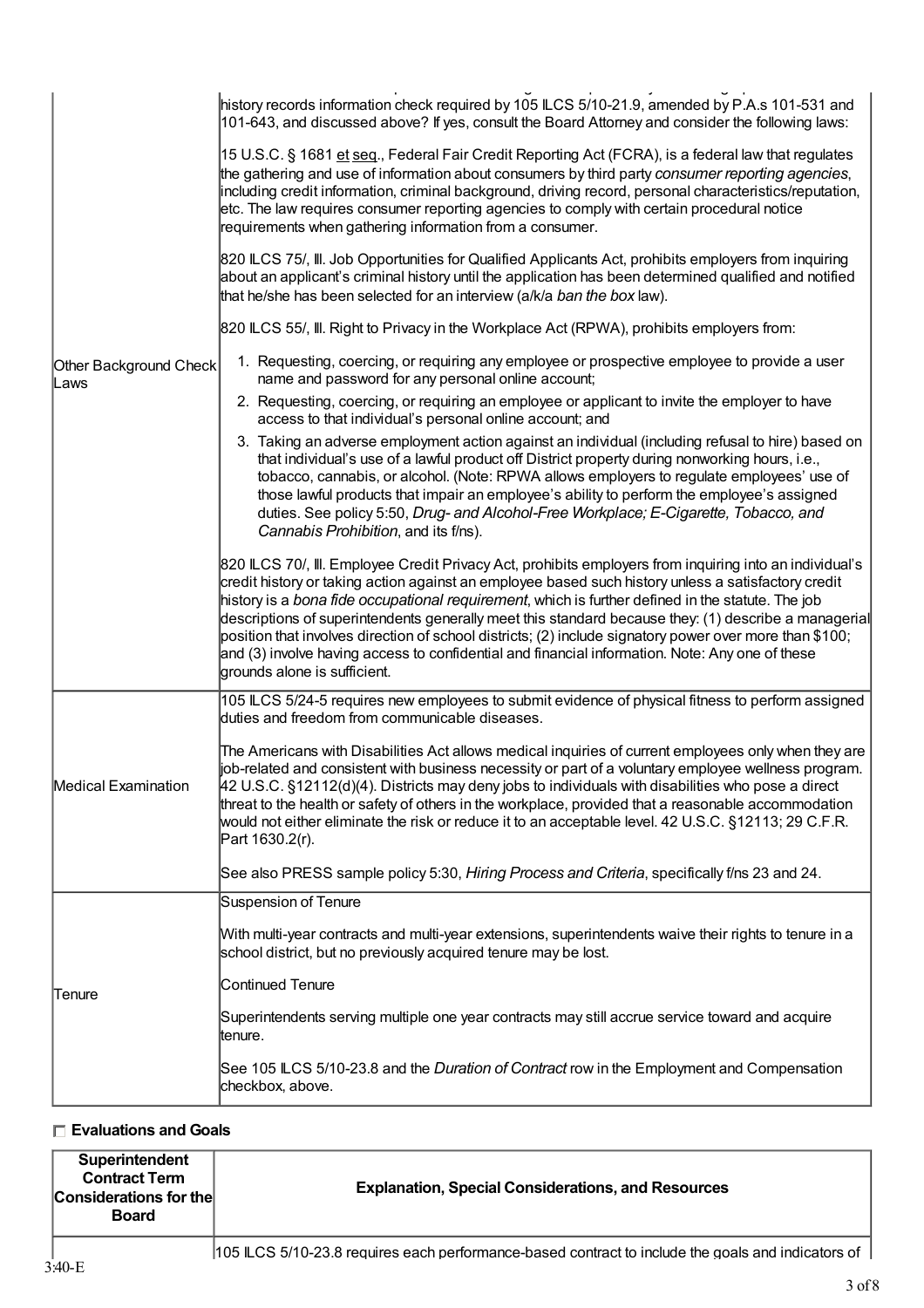| | |
|---|---|
| Other Background Check Laws | history records information check required by 105 ILCS 5/10-21.9, amended by P.A.s 101-531 and 101-643, and discussed above? If yes, consult the Board Attorney and consider the following laws:<br><br>15 U.S.C. § 1681 et seq., Federal Fair Credit Reporting Act (FCRA), is a federal law that regulates the gathering and use of information about consumers by third party *consumer reporting agencies*, including credit information, criminal background, driving record, personal characteristics/reputation, etc. The law requires consumer reporting agencies to comply with certain procedural notice requirements when gathering information from a consumer.<br><br>820 ILCS 75/, Ill. Job Opportunities for Qualified Applicants Act, prohibits employers from inquiring about an applicant's criminal history until the application has been determined qualified and notified that he/she has been selected for an interview (a/k/a *ban the box* law).<br><br>820 ILCS 55/, Ill. Right to Privacy in the Workplace Act (RPWA), prohibits employers from:<br><br>1. Requesting, coercing, or requiring any employee or prospective employee to provide a user name and password for any personal online account;<br>2. Requesting, coercing, or requiring an employee or applicant to invite the employer to have access to that individual's personal online account; and<br>3. Taking an adverse employment action against an individual (including refusal to hire) based on that individual's use of a lawful product off District property during nonworking hours, i.e., tobacco, cannabis, or alcohol. (Note: RPWA allows employers to regulate employees' use of those lawful products that impair an employee's ability to perform the employee's assigned duties. See policy 5:50, *Drug- and Alcohol-Free Workplace; E-Cigarette, Tobacco, and Cannabis Prohibition*, and its f/ns).<br><br>820 ILCS 70/, Ill. Employee Credit Privacy Act, prohibits employers from inquiring into an individual's credit history or taking action against an employee based such history unless a satisfactory credit history is a *bona fide occupational requirement*, which is further defined in the statute. The job descriptions of superintendents generally meet this standard because they: (1) describe a managerial position that involves direction of school districts; (2) include signatory power over more than $100; and (3) involve having access to confidential and financial information. Note: Any one of these grounds alone is sufficient. |
| Medical Examination | 105 ILCS 5/24-5 requires new employees to submit evidence of physical fitness to perform assigned duties and freedom from communicable diseases.<br><br>The Americans with Disabilities Act allows medical inquiries of current employees only when they are job-related and consistent with business necessity or part of a voluntary employee wellness program. 42 U.S.C. §12112(d)(4). Districts may deny jobs to individuals with disabilities who pose a direct threat to the health or safety of others in the workplace, provided that a reasonable accommodation would not either eliminate the risk or reduce it to an acceptable level. 42 U.S.C. §12113; 29 C.F.R. Part 1630.2(r).<br><br>See also PRESS sample policy 5:30, *Hiring Process and Criteria*, specifically f/ns 23 and 24. |
| Tenure | Suspension of Tenure<br><br>With multi-year contracts and multi-year extensions, superintendents waive their rights to tenure in a school district, but no previously acquired tenure may be lost.<br><br>Continued Tenure<br><br>Superintendents serving multiple one year contracts may still accrue service toward and acquire tenure.<br><br>See 105 ILCS 5/10-23.8 and the *Duration of Contract* row in the Employment and Compensation checkbox, above. |

☐ **Evaluations and Goals**

| Superintendent Contract Term Considerations for the Board | Explanation, Special Considerations, and Resources |
|---|---|
| | 105 ILCS 5/10-23.8 requires each performance-based contract to include the goals and indicators of |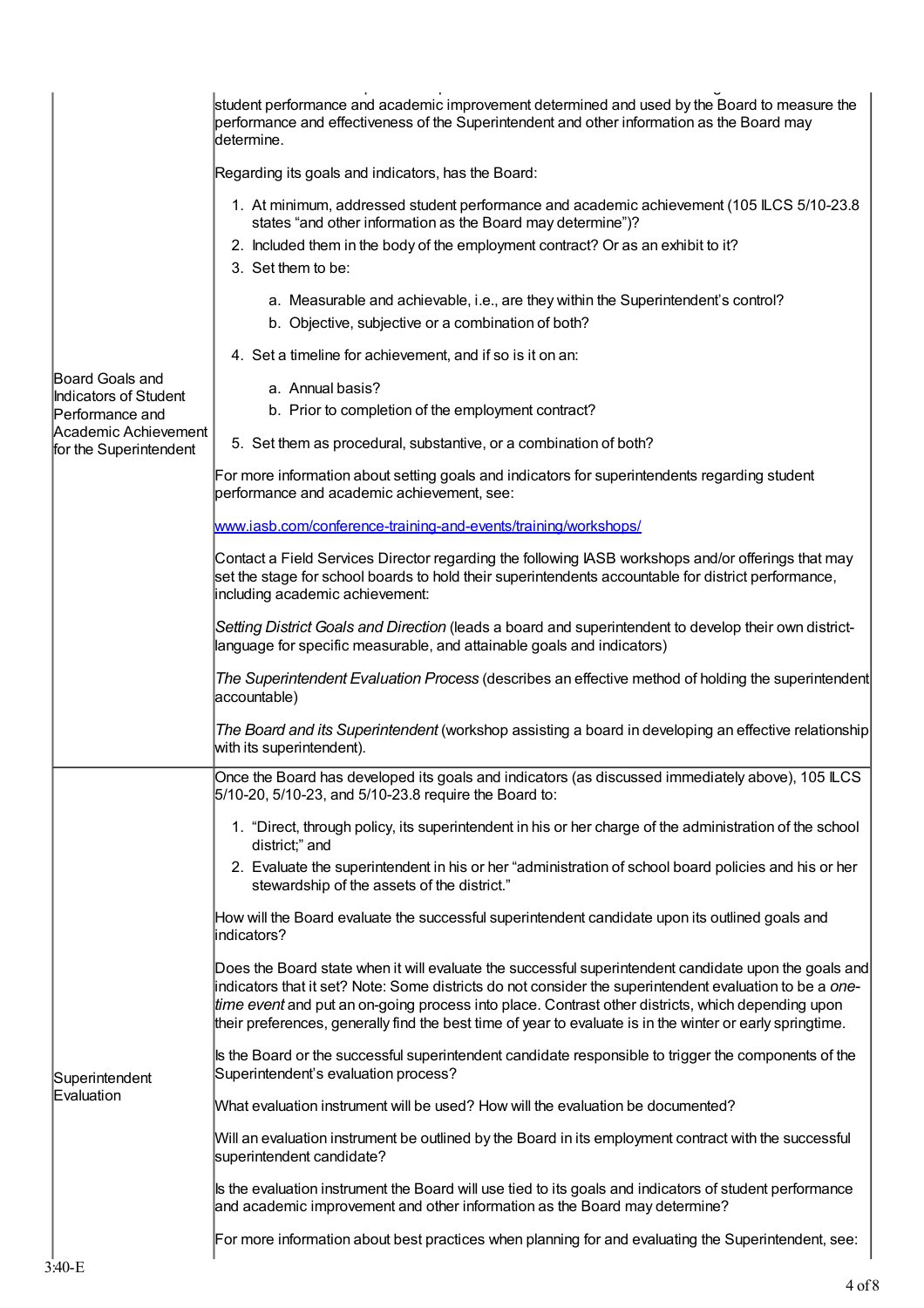| | |
|---|---|
| Board Goals and Indicators of Student Performance and Academic Achievement for the Superintendent | student performance and academic improvement determined and used by the Board to measure the performance and effectiveness of the Superintendent and other information as the Board may determine.<br><br>Regarding its goals and indicators, has the Board:<br><br>1. At minimum, addressed student performance and academic achievement (105 ILCS 5/10-23.8 states "and other information as the Board may determine")?<br>2. Included them in the body of the employment contract? Or as an exhibit to it?<br>3. Set them to be:<br>&nbsp;&nbsp;&nbsp;&nbsp;a. Measurable and achievable, i.e., are they within the Superintendent's control?<br>&nbsp;&nbsp;&nbsp;&nbsp;b. Objective, subjective or a combination of both?<br>4. Set a timeline for achievement, and if so is it on an:<br>&nbsp;&nbsp;&nbsp;&nbsp;a. Annual basis?<br>&nbsp;&nbsp;&nbsp;&nbsp;b. Prior to completion of the employment contract?<br>5. Set them as procedural, substantive, or a combination of both?<br><br>For more information about setting goals and indicators for superintendents regarding student performance and academic achievement, see:<br><br>www.iasb.com/conference-training-and-events/training/workshops/<br><br>Contact a Field Services Director regarding the following IASB workshops and/or offerings that may set the stage for school boards to hold their superintendents accountable for district performance, including academic achievement:<br><br>*Setting District Goals and Direction* (leads a board and superintendent to develop their own district-language for specific measurable, and attainable goals and indicators)<br><br>*The Superintendent Evaluation Process* (describes an effective method of holding the superintendent accountable)<br><br>*The Board and its Superintendent* (workshop assisting a board in developing an effective relationship with its superintendent). |
| Superintendent Evaluation | Once the Board has developed its goals and indicators (as discussed immediately above), 105 ILCS 5/10-20, 5/10-23, and 5/10-23.8 require the Board to:<br><br>1. "Direct, through policy, its superintendent in his or her charge of the administration of the school district;" and<br>2. Evaluate the superintendent in his or her "administration of school board policies and his or her stewardship of the assets of the district."<br><br>How will the Board evaluate the successful superintendent candidate upon its outlined goals and indicators?<br><br>Does the Board state when it will evaluate the successful superintendent candidate upon the goals and indicators that it set? Note: Some districts do not consider the superintendent evaluation to be a *one-time event* and put an on-going process into place. Contrast other districts, which depending upon their preferences, generally find the best time of year to evaluate is in the winter or early springtime.<br><br>Is the Board or the successful superintendent candidate responsible to trigger the components of the Superintendent's evaluation process?<br><br>What evaluation instrument will be used? How will the evaluation be documented?<br><br>Will an evaluation instrument be outlined by the Board in its employment contract with the successful superintendent candidate?<br><br>Is the evaluation instrument the Board will use tied to its goals and indicators of student performance and academic improvement and other information as the Board may determine?<br><br>For more information about best practices when planning for and evaluating the Superintendent, see: |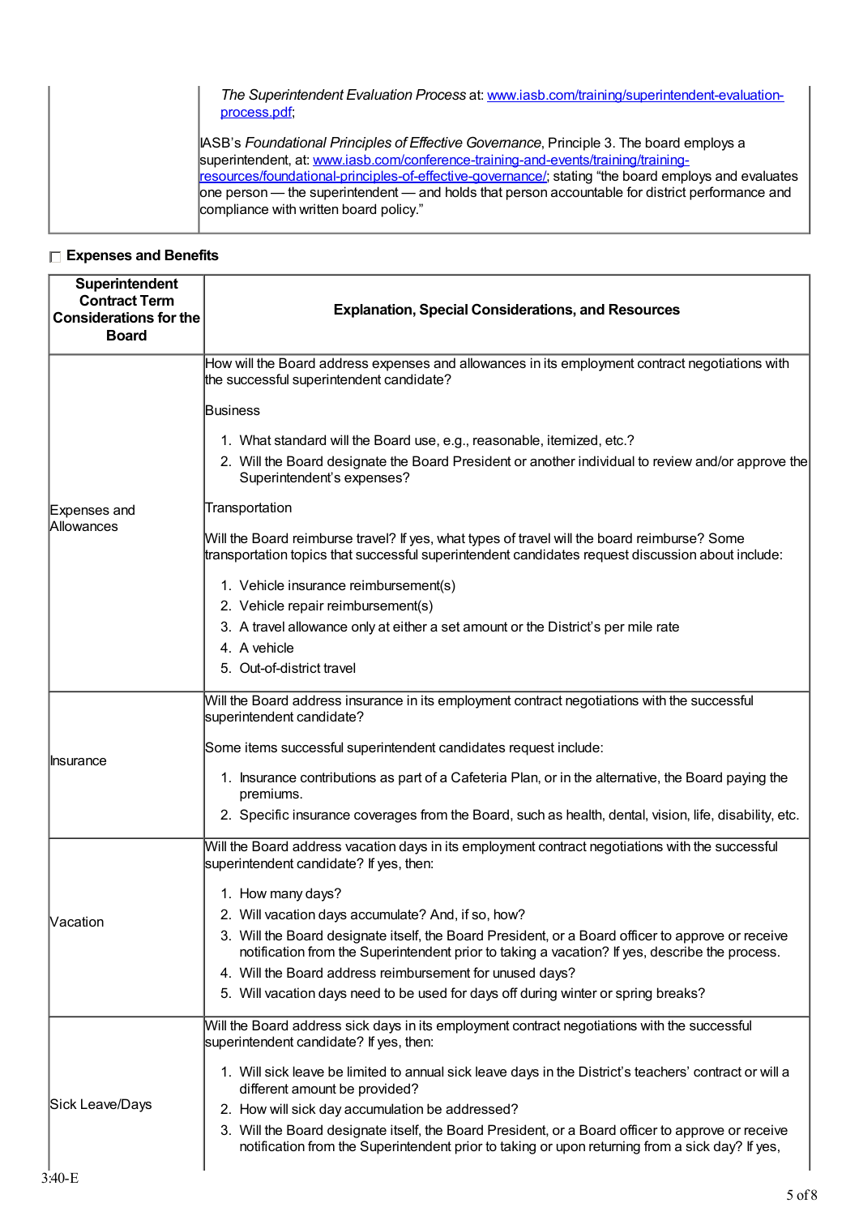| | |
|---|---|
| | *The Superintendent Evaluation Process* at: www.iasb.com/training/superintendent-evaluation-process.pdf;<br><br>IASB's *Foundational Principles of Effective Governance*, Principle 3. The board employs a superintendent, at: www.iasb.com/conference-training-and-events/training/training-resources/foundational-principles-of-effective-governance/; stating "the board employs and evaluates one person — the superintendent — and holds that person accountable for district performance and compliance with written board policy." |

☐ **Expenses and Benefits**

| Superintendent Contract Term Considerations for the Board | Explanation, Special Considerations, and Resources |
|---|---|
| Expenses and Allowances | How will the Board address expenses and allowances in its employment contract negotiations with the successful superintendent candidate?<br><br>Business<br><br>1. What standard will the Board use, e.g., reasonable, itemized, etc.?<br>2. Will the Board designate the Board President or another individual to review and/or approve the Superintendent's expenses?<br><br>Transportation<br><br>Will the Board reimburse travel? If yes, what types of travel will the board reimburse? Some transportation topics that successful superintendent candidates request discussion about include:<br><br>1. Vehicle insurance reimbursement(s)<br>2. Vehicle repair reimbursement(s)<br>3. A travel allowance only at either a set amount or the District's per mile rate<br>4. A vehicle<br>5. Out-of-district travel |
| Insurance | Will the Board address insurance in its employment contract negotiations with the successful superintendent candidate?<br><br>Some items successful superintendent candidates request include:<br><br>1. Insurance contributions as part of a Cafeteria Plan, or in the alternative, the Board paying the premiums.<br>2. Specific insurance coverages from the Board, such as health, dental, vision, life, disability, etc. |
| Vacation | Will the Board address vacation days in its employment contract negotiations with the successful superintendent candidate? If yes, then:<br><br>1. How many days?<br>2. Will vacation days accumulate? And, if so, how?<br>3. Will the Board designate itself, the Board President, or a Board officer to approve or receive notification from the Superintendent prior to taking a vacation? If yes, describe the process.<br>4. Will the Board address reimbursement for unused days?<br>5. Will vacation days need to be used for days off during winter or spring breaks? |
| Sick Leave/Days | Will the Board address sick days in its employment contract negotiations with the successful superintendent candidate? If yes, then:<br><br>1. Will sick leave be limited to annual sick leave days in the District's teachers' contract or will a different amount be provided?<br>2. How will sick day accumulation be addressed?<br>3. Will the Board designate itself, the Board President, or a Board officer to approve or receive notification from the Superintendent prior to taking or upon returning from a sick day? If yes, |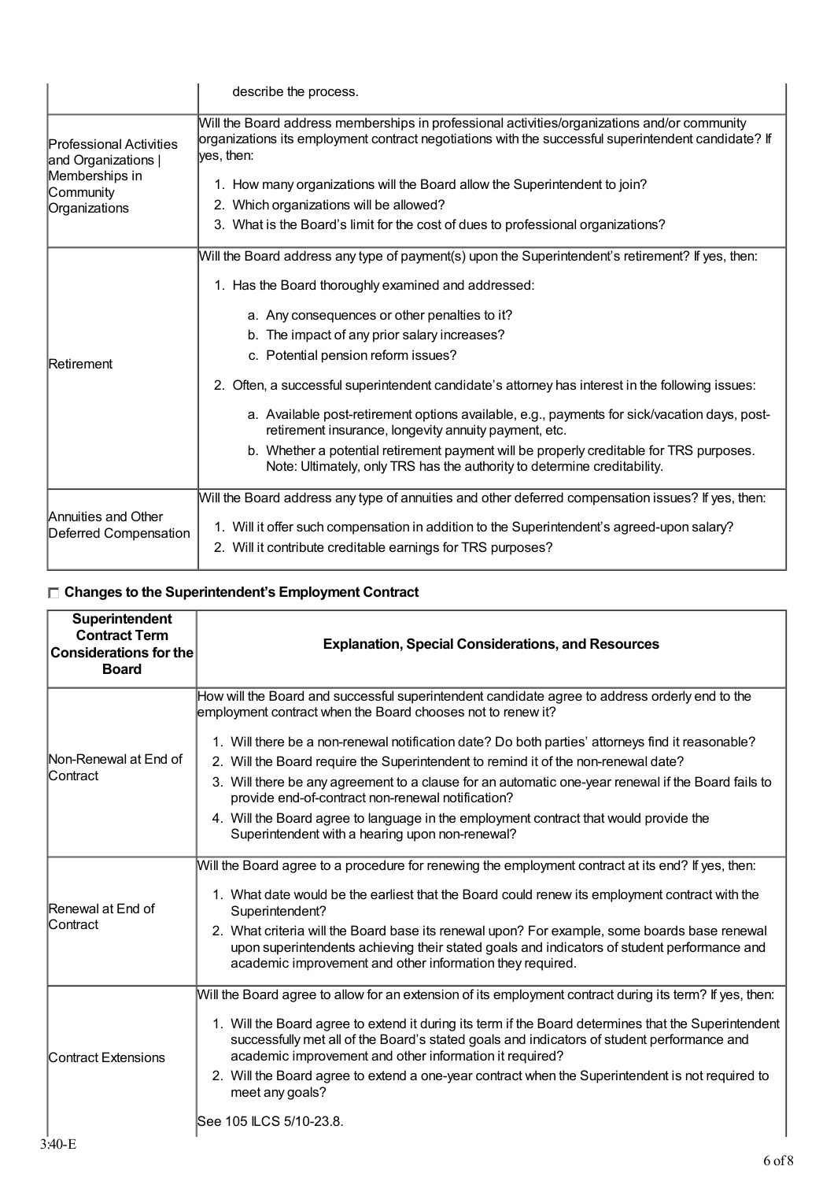| | |
|---|---|
| | describe the process. |
| Professional Activities and Organizations \| Memberships in Community Organizations | Will the Board address memberships in professional activities/organizations and/or community organizations its employment contract negotiations with the successful superintendent candidate? If yes, then:<br>1. How many organizations will the Board allow the Superintendent to join?<br>2. Which organizations will be allowed?<br>3. What is the Board's limit for the cost of dues to professional organizations? |
| Retirement | Will the Board address any type of payment(s) upon the Superintendent's retirement? If yes, then:<br>1. Has the Board thoroughly examined and addressed:<br>a. Any consequences or other penalties to it?<br>b. The impact of any prior salary increases?<br>c. Potential pension reform issues?<br>2. Often, a successful superintendent candidate's attorney has interest in the following issues:<br>a. Available post-retirement options available, e.g., payments for sick/vacation days, post-retirement insurance, longevity annuity payment, etc.<br>b. Whether a potential retirement payment will be properly creditable for TRS purposes. Note: Ultimately, only TRS has the authority to determine creditability. |
| Annuities and Other Deferred Compensation | Will the Board address any type of annuities and other deferred compensation issues? If yes, then:<br>1. Will it offer such compensation in addition to the Superintendent's agreed-upon salary?<br>2. Will it contribute creditable earnings for TRS purposes? |

☐ **Changes to the Superintendent's Employment Contract**

| Superintendent Contract Term Considerations for the Board | Explanation, Special Considerations, and Resources |
|---|---|
| Non-Renewal at End of Contract | How will the Board and successful superintendent candidate agree to address orderly end to the employment contract when the Board chooses not to renew it?<br>1. Will there be a non-renewal notification date? Do both parties' attorneys find it reasonable?<br>2. Will the Board require the Superintendent to remind it of the non-renewal date?<br>3. Will there be any agreement to a clause for an automatic one-year renewal if the Board fails to provide end-of-contract non-renewal notification?<br>4. Will the Board agree to language in the employment contract that would provide the Superintendent with a hearing upon non-renewal? |
| Renewal at End of Contract | Will the Board agree to a procedure for renewing the employment contract at its end? If yes, then:<br>1. What date would be the earliest that the Board could renew its employment contract with the Superintendent?<br>2. What criteria will the Board base its renewal upon? For example, some boards base renewal upon superintendents achieving their stated goals and indicators of student performance and academic improvement and other information they required. |
| Contract Extensions | Will the Board agree to allow for an extension of its employment contract during its term? If yes, then:<br>1. Will the Board agree to extend it during its term if the Board determines that the Superintendent successfully met all of the Board's stated goals and indicators of student performance and academic improvement and other information it required?<br>2. Will the Board agree to extend a one-year contract when the Superintendent is not required to meet any goals?<br>See 105 ILCS 5/10-23.8. |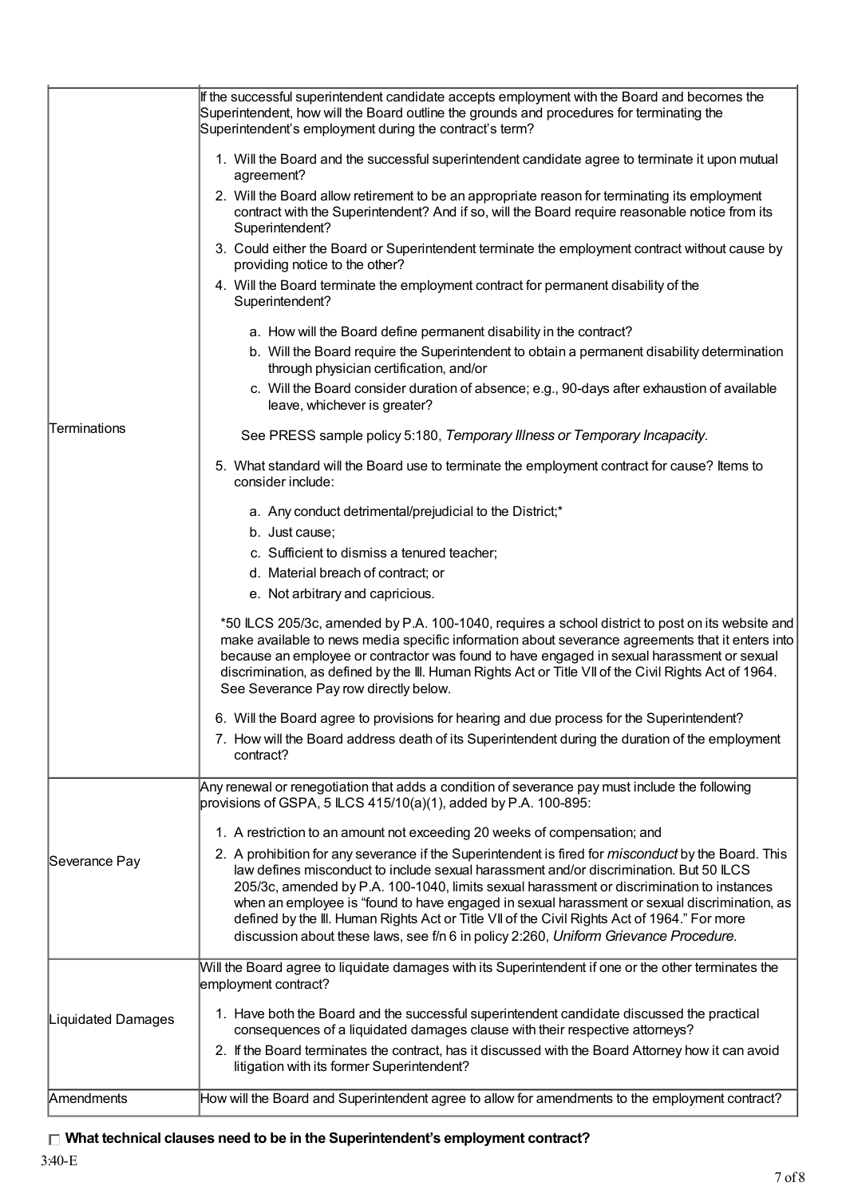| | |
|---|---|
| Terminations | If the successful superintendent candidate accepts employment with the Board and becomes the Superintendent, how will the Board outline the grounds and procedures for terminating the Superintendent's employment during the contract's term?<br><br>1. Will the Board and the successful superintendent candidate agree to terminate it upon mutual agreement?<br>2. Will the Board allow retirement to be an appropriate reason for terminating its employment contract with the Superintendent? And if so, will the Board require reasonable notice from its Superintendent?<br>3. Could either the Board or Superintendent terminate the employment contract without cause by providing notice to the other?<br>4. Will the Board terminate the employment contract for permanent disability of the Superintendent?<br>&nbsp;&nbsp;&nbsp;a. How will the Board define permanent disability in the contract?<br>&nbsp;&nbsp;&nbsp;b. Will the Board require the Superintendent to obtain a permanent disability determination through physician certification, and/or<br>&nbsp;&nbsp;&nbsp;c. Will the Board consider duration of absence; e.g., 90-days after exhaustion of available leave, whichever is greater?<br><br>See PRESS sample policy 5:180, *Temporary Illness or Temporary Incapacity*.<br><br>5. What standard will the Board use to terminate the employment contract for cause? Items to consider include:<br>&nbsp;&nbsp;&nbsp;a. Any conduct detrimental/prejudicial to the District;*<br>&nbsp;&nbsp;&nbsp;b. Just cause;<br>&nbsp;&nbsp;&nbsp;c. Sufficient to dismiss a tenured teacher;<br>&nbsp;&nbsp;&nbsp;d. Material breach of contract; or<br>&nbsp;&nbsp;&nbsp;e. Not arbitrary and capricious.<br><br>*50 ILCS 205/3c, amended by P.A. 100-1040, requires a school district to post on its website and make available to news media specific information about severance agreements that it enters into because an employee or contractor was found to have engaged in sexual harassment or sexual discrimination, as defined by the Ill. Human Rights Act or Title VII of the Civil Rights Act of 1964. See Severance Pay row directly below.<br><br>6. Will the Board agree to provisions for hearing and due process for the Superintendent?<br>7. How will the Board address death of its Superintendent during the duration of the employment contract? |
| Severance Pay | Any renewal or renegotiation that adds a condition of severance pay must include the following provisions of GSPA, 5 ILCS 415/10(a)(1), added by P.A. 100-895:<br><br>1. A restriction to an amount not exceeding 20 weeks of compensation; and<br>2. A prohibition for any severance if the Superintendent is fired for *misconduct* by the Board. This law defines misconduct to include sexual harassment and/or discrimination. But 50 ILCS 205/3c, amended by P.A. 100-1040, limits sexual harassment or discrimination to instances when an employee is "found to have engaged in sexual harassment or sexual discrimination, as defined by the Ill. Human Rights Act or Title VII of the Civil Rights Act of 1964." For more discussion about these laws, see f/n 6 in policy 2:260, *Uniform Grievance Procedure*. |
| Liquidated Damages | Will the Board agree to liquidate damages with its Superintendent if one or the other terminates the employment contract?<br><br>1. Have both the Board and the successful superintendent candidate discussed the practical consequences of a liquidated damages clause with their respective attorneys?<br>2. If the Board terminates the contract, has it discussed with the Board Attorney how it can avoid litigation with its former Superintendent? |
| Amendments | How will the Board and Superintendent agree to allow for amendments to the employment contract? |

☐ **What technical clauses need to be in the Superintendent's employment contract?**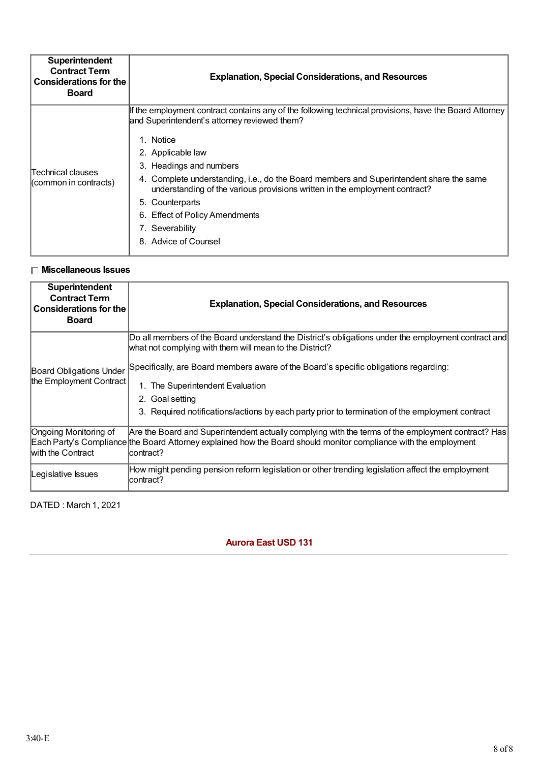| Superintendent Contract Term Considerations for the Board | Explanation, Special Considerations, and Resources |
|---|---|
| Technical clauses (common in contracts) | If the employment contract contains any of the following technical provisions, have the Board Attorney and Superintendent's attorney reviewed them?<br><br>1. Notice<br>2. Applicable law<br>3. Headings and numbers<br>4. Complete understanding, i.e., do the Board members and Superintendent share the same understanding of the various provisions written in the employment contract?<br>5. Counterparts<br>6. Effect of Policy Amendments<br>7. Severability<br>8. Advice of Counsel |

☐ **Miscellaneous Issues**

| Superintendent Contract Term Considerations for the Board | Explanation, Special Considerations, and Resources |
|---|---|
| Board Obligations Under the Employment Contract | Do all members of the Board understand the District's obligations under the employment contract and what not complying with them will mean to the District?<br><br>Specifically, are Board members aware of the Board's specific obligations regarding:<br><br>1. The Superintendent Evaluation<br>2. Goal setting<br>3. Required notifications/actions by each party prior to termination of the employment contract |
| Ongoing Monitoring of Each Party's Compliance with the Contract | Are the Board and Superintendent actually complying with the terms of the employment contract? Has the Board Attorney explained how the Board should monitor compliance with the employment contract? |
| Legislative Issues | How might pending pension reform legislation or other trending legislation affect the employment contract? |

DATED : March 1, 2021

**Aurora East USD 131**

3:40-E